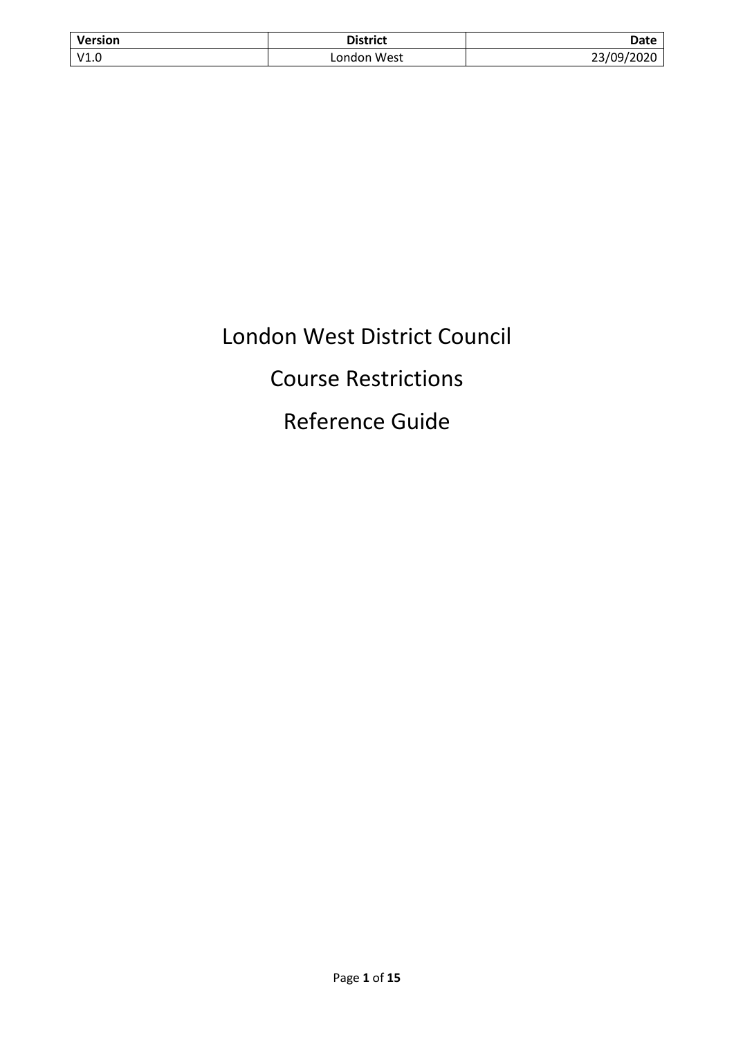| Version | District | Date |
| --- | --- | --- |
| V1.0 | London West | 23/09/2020 |

# London West District Council

# Course Restrictions

# Reference Guide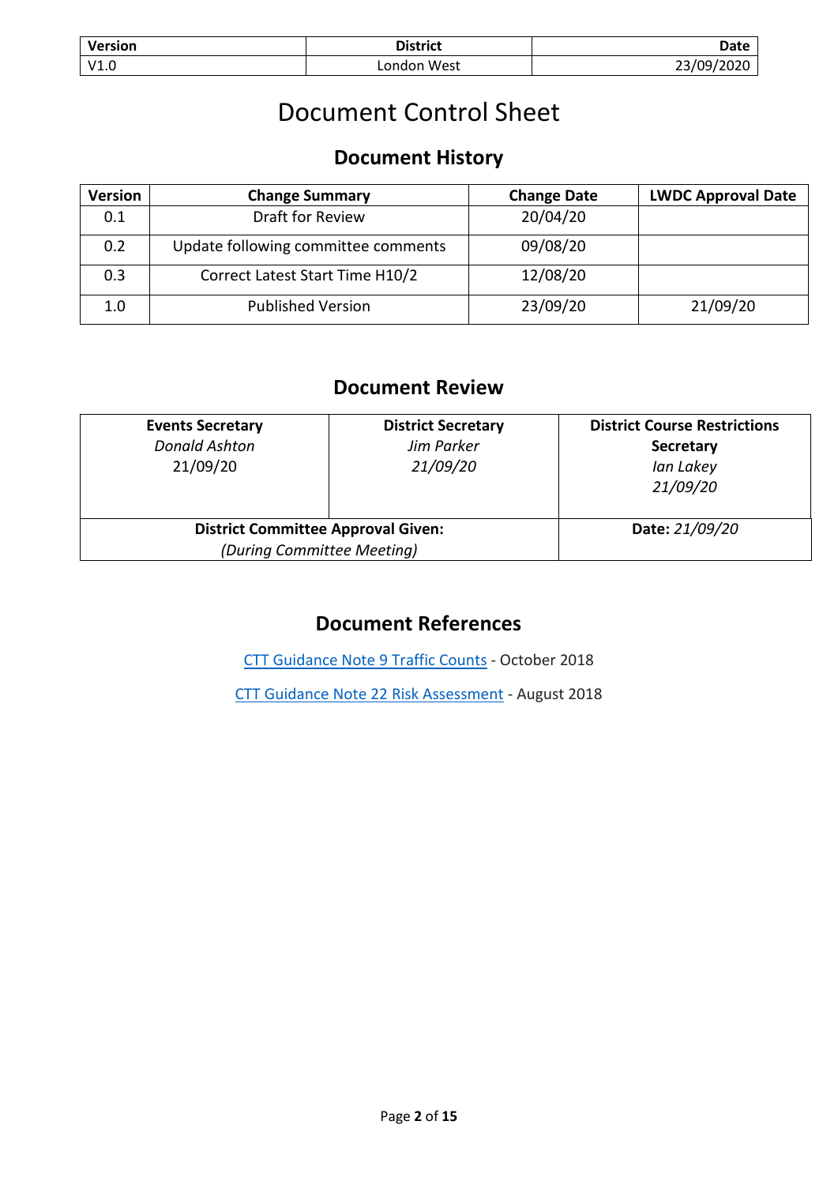| Version | District | Date |
| --- | --- | --- |
| V1.0 | London West | 23/09/2020 |

# Document Control Sheet

## Document History

| Version | Change Summary | Change Date | LWDC Approval Date |
| --- | --- | --- | --- |
| 0.1 | Draft for Review | 20/04/20 | |
| 0.2 | Update following committee comments | 09/08/20 | |
| 0.3 | Correct Latest Start Time H10/2 | 12/08/20 | |
| 1.0 | Published Version | 23/09/20 | 21/09/20 |

## Document Review

| **Events Secretary** | **District Secretary** | **District Course Restrictions Secretary** |
| --- | --- | --- |
| *Donald Ashton* 21/09/20 | *Jim Parker* *21/09/20* | *Ian Lakey* *21/09/20* |
| **District Committee Approval Given:** *(During Committee Meeting)* | | **Date:** *21/09/20* |

## Document References

CTT Guidance Note 9 Traffic Counts - October 2018

CTT Guidance Note 22 Risk Assessment - August 2018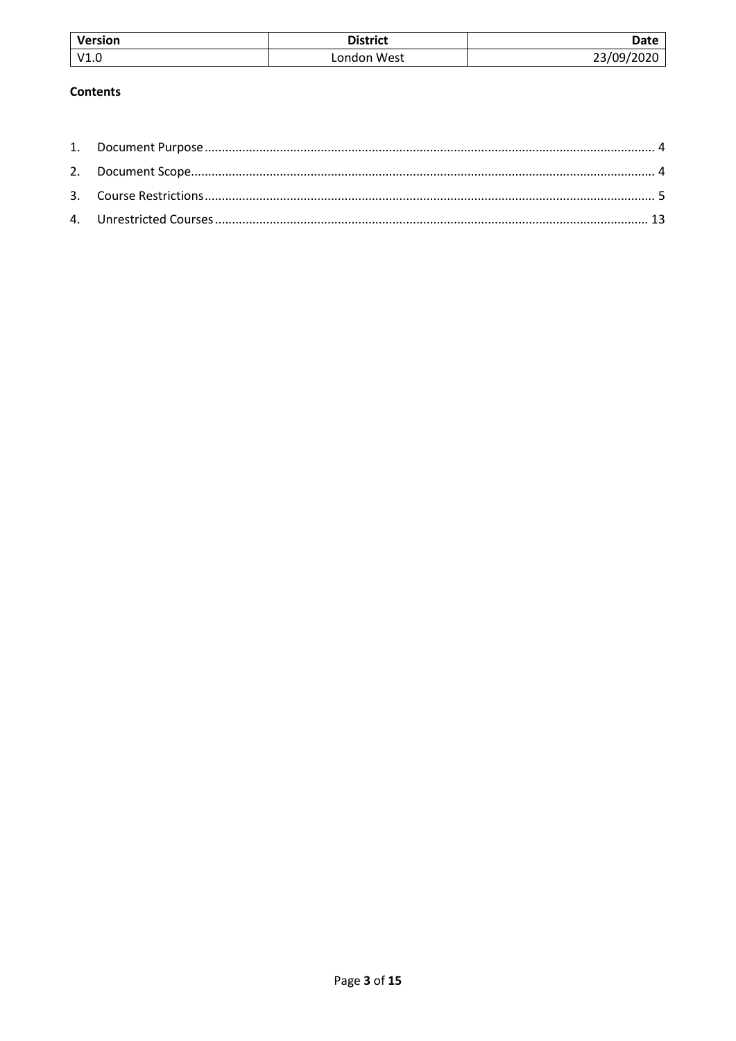| Version | District | Date |
|---|---|---|
| V1.0 | London West | 23/09/2020 |

**Contents**

1. Document Purpose .......... 4
2. Document Scope .......... 4
3. Course Restrictions .......... 5
4. Unrestricted Courses .......... 13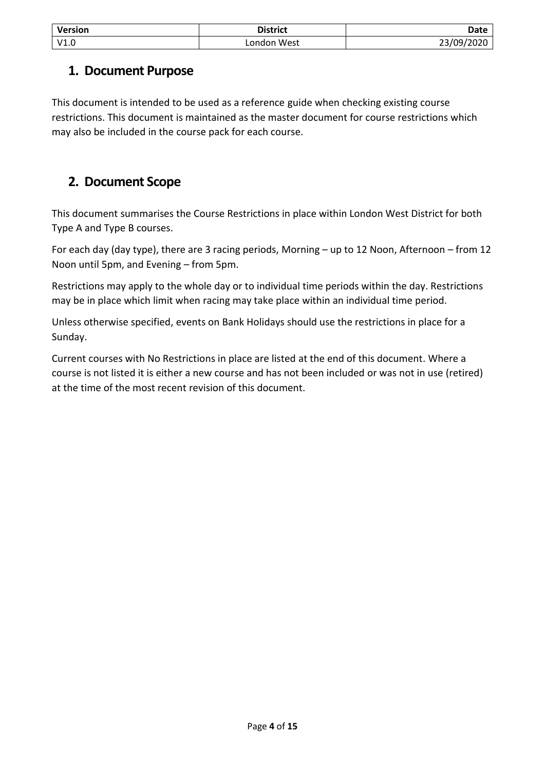| Version | District | Date |
| --- | --- | --- |
| V1.0 | London West | 23/09/2020 |

## 1. Document Purpose

This document is intended to be used as a reference guide when checking existing course restrictions. This document is maintained as the master document for course restrictions which may also be included in the course pack for each course.

## 2. Document Scope

This document summarises the Course Restrictions in place within London West District for both Type A and Type B courses.

For each day (day type), there are 3 racing periods, Morning – up to 12 Noon, Afternoon – from 12 Noon until 5pm, and Evening – from 5pm.

Restrictions may apply to the whole day or to individual time periods within the day. Restrictions may be in place which limit when racing may take place within an individual time period.

Unless otherwise specified, events on Bank Holidays should use the restrictions in place for a Sunday.

Current courses with No Restrictions in place are listed at the end of this document. Where a course is not listed it is either a new course and has not been included or was not in use (retired) at the time of the most recent revision of this document.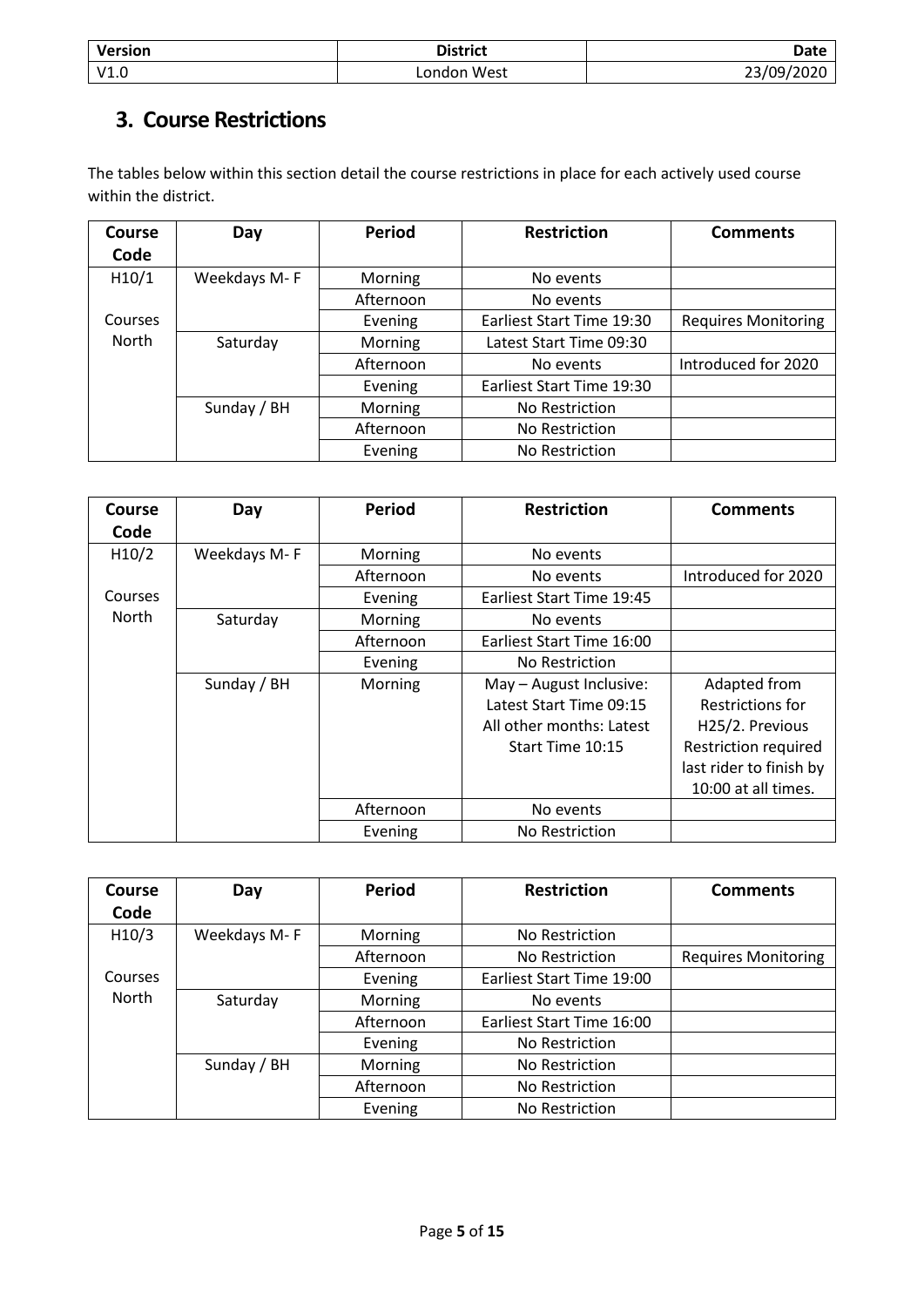| Version | District | Date |
| --- | --- | --- |
| V1.0 | London West | 23/09/2020 |

## 3. Course Restrictions

The tables below within this section detail the course restrictions in place for each actively used course within the district.

| Course Code | Day | Period | Restriction | Comments |
| --- | --- | --- | --- | --- |
| H10/1 | Weekdays M- F | Morning | No events | |
| | | Afternoon | No events | |
| Courses North | | Evening | Earliest Start Time 19:30 | Requires Monitoring |
| | Saturday | Morning | Latest Start Time 09:30 | |
| | | Afternoon | No events | Introduced for 2020 |
| | | Evening | Earliest Start Time 19:30 | |
| | Sunday / BH | Morning | No Restriction | |
| | | Afternoon | No Restriction | |
| | | Evening | No Restriction | |

| Course Code | Day | Period | Restriction | Comments |
| --- | --- | --- | --- | --- |
| H10/2 | Weekdays M- F | Morning | No events | |
| | | Afternoon | No events | Introduced for 2020 |
| Courses North | | Evening | Earliest Start Time 19:45 | |
| | Saturday | Morning | No events | |
| | | Afternoon | Earliest Start Time 16:00 | |
| | | Evening | No Restriction | |
| | Sunday / BH | Morning | May – August Inclusive: Latest Start Time 09:15 All other months: Latest Start Time 10:15 | Adapted from Restrictions for H25/2. Previous Restriction required last rider to finish by 10:00 at all times. |
| | | Afternoon | No events | |
| | | Evening | No Restriction | |

| Course Code | Day | Period | Restriction | Comments |
| --- | --- | --- | --- | --- |
| H10/3 | Weekdays M- F | Morning | No Restriction | |
| | | Afternoon | No Restriction | Requires Monitoring |
| Courses North | | Evening | Earliest Start Time 19:00 | |
| | Saturday | Morning | No events | |
| | | Afternoon | Earliest Start Time 16:00 | |
| | | Evening | No Restriction | |
| | Sunday / BH | Morning | No Restriction | |
| | | Afternoon | No Restriction | |
| | | Evening | No Restriction | |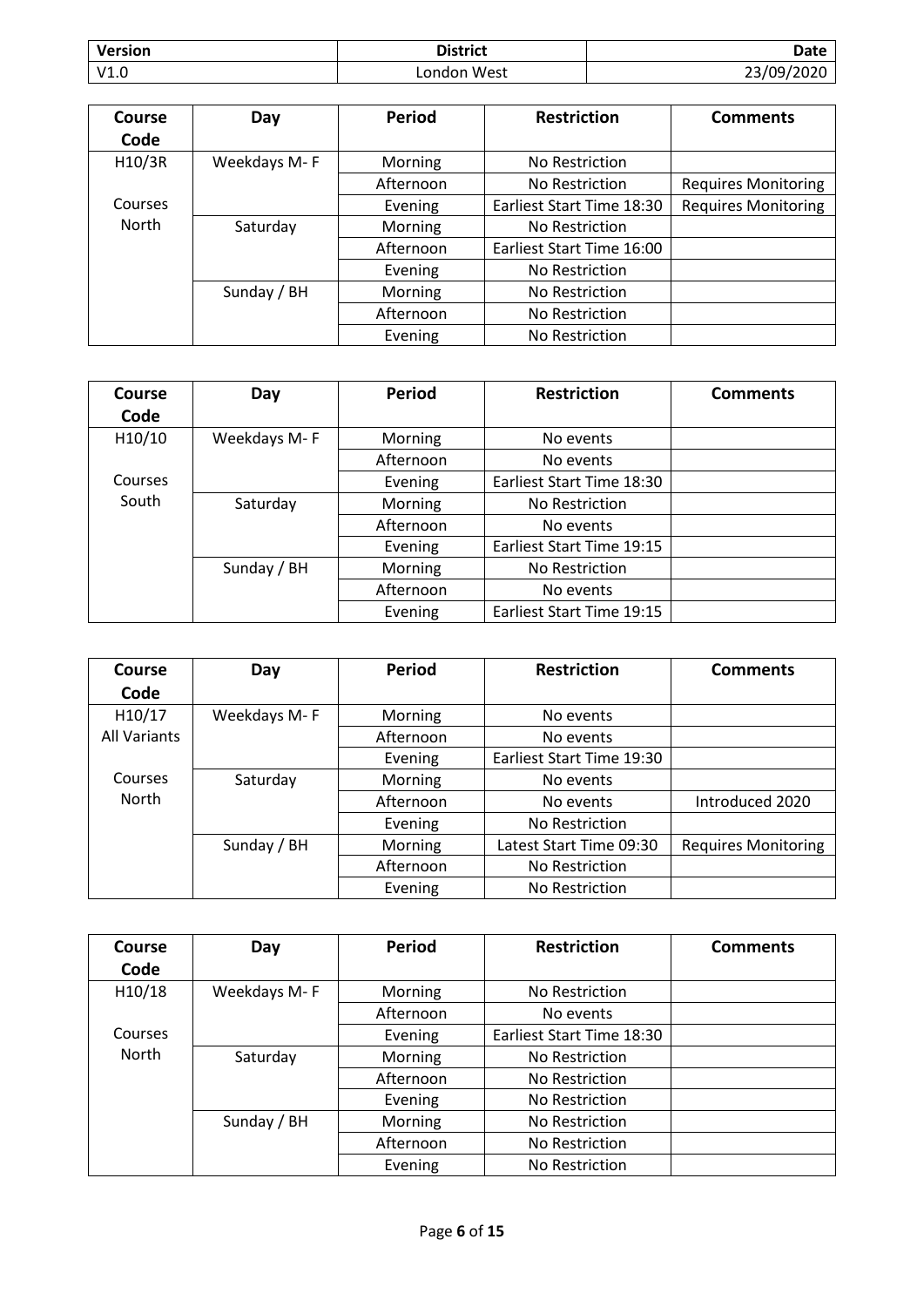| Version | District | Date |
|---|---|---|
| V1.0 | London West | 23/09/2020 |

| Course Code | Day | Period | Restriction | Comments |
|---|---|---|---|---|
| H10/3R | Weekdays M- F | Morning | No Restriction | |
| | | Afternoon | No Restriction | Requires Monitoring |
| Courses | | Evening | Earliest Start Time 18:30 | Requires Monitoring |
| North | Saturday | Morning | No Restriction | |
| | | Afternoon | Earliest Start Time 16:00 | |
| | | Evening | No Restriction | |
| | Sunday / BH | Morning | No Restriction | |
| | | Afternoon | No Restriction | |
| | | Evening | No Restriction | |

| Course Code | Day | Period | Restriction | Comments |
|---|---|---|---|---|
| H10/10 | Weekdays M- F | Morning | No events | |
| | | Afternoon | No events | |
| Courses | | Evening | Earliest Start Time 18:30 | |
| South | Saturday | Morning | No Restriction | |
| | | Afternoon | No events | |
| | | Evening | Earliest Start Time 19:15 | |
| | Sunday / BH | Morning | No Restriction | |
| | | Afternoon | No events | |
| | | Evening | Earliest Start Time 19:15 | |

| Course Code | Day | Period | Restriction | Comments |
|---|---|---|---|---|
| H10/17 All Variants | Weekdays M- F | Morning | No events | |
| | | Afternoon | No events | |
| Courses | | Evening | Earliest Start Time 19:30 | |
| North | Saturday | Morning | No events | |
| | | Afternoon | No events | Introduced 2020 |
| | | Evening | No Restriction | |
| | Sunday / BH | Morning | Latest Start Time 09:30 | Requires Monitoring |
| | | Afternoon | No Restriction | |
| | | Evening | No Restriction | |

| Course Code | Day | Period | Restriction | Comments |
|---|---|---|---|---|
| H10/18 | Weekdays M- F | Morning | No Restriction | |
| | | Afternoon | No events | |
| Courses | | Evening | Earliest Start Time 18:30 | |
| North | Saturday | Morning | No Restriction | |
| | | Afternoon | No Restriction | |
| | | Evening | No Restriction | |
| | Sunday / BH | Morning | No Restriction | |
| | | Afternoon | No Restriction | |
| | | Evening | No Restriction | |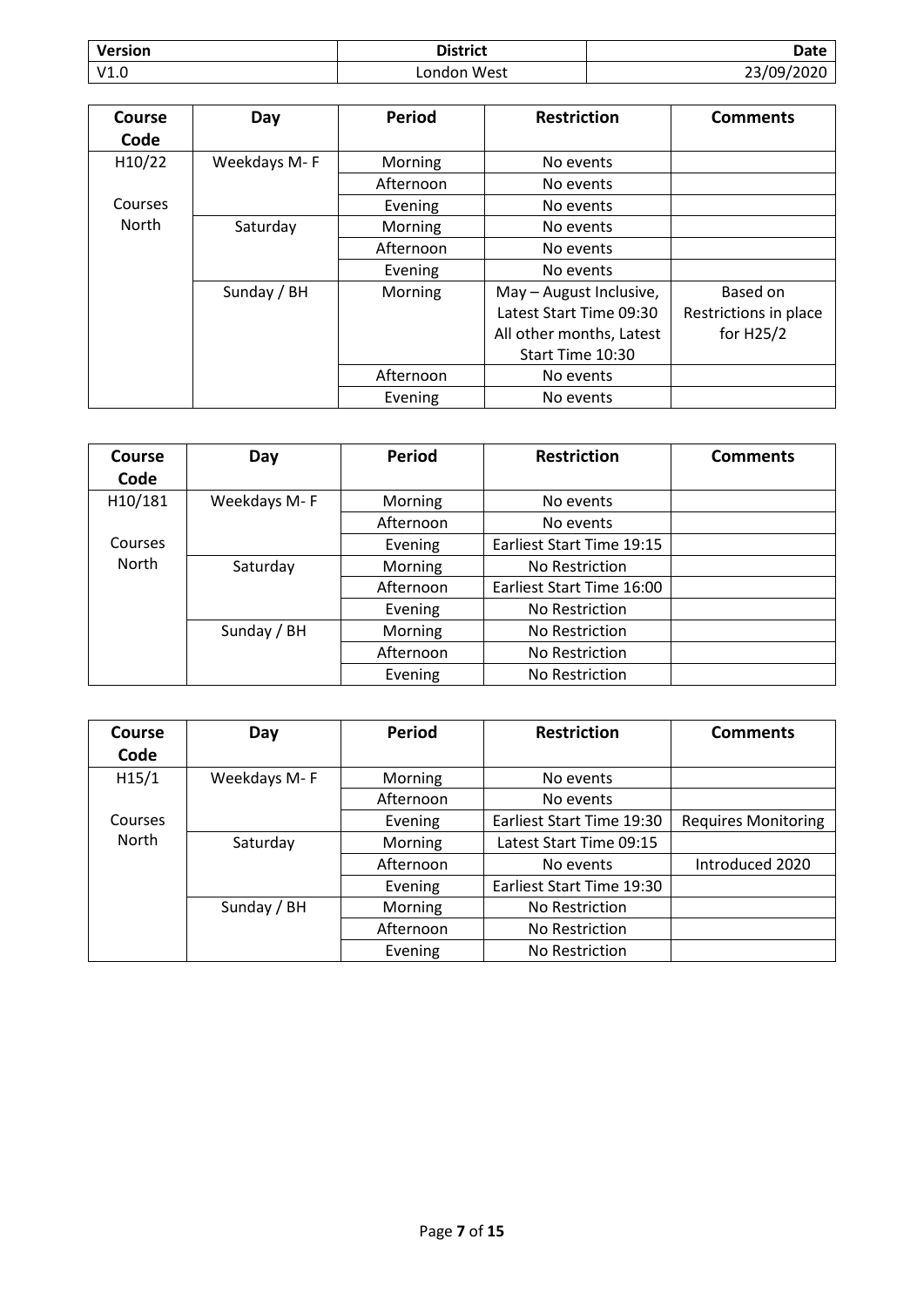| Version | District | Date |
| --- | --- | --- |
| V1.0 | London West | 23/09/2020 |

| Course Code | Day | Period | Restriction | Comments |
| --- | --- | --- | --- | --- |
| H10/22 Courses North | Weekdays M- F | Morning | No events | |
| | | Afternoon | No events | |
| | | Evening | No events | |
| | Saturday | Morning | No events | |
| | | Afternoon | No events | |
| | | Evening | No events | |
| | Sunday / BH | Morning | May – August Inclusive, Latest Start Time 09:30 All other months, Latest Start Time 10:30 | Based on Restrictions in place for H25/2 |
| | | Afternoon | No events | |
| | | Evening | No events | |

| Course Code | Day | Period | Restriction | Comments |
| --- | --- | --- | --- | --- |
| H10/181 Courses North | Weekdays M- F | Morning | No events | |
| | | Afternoon | No events | |
| | | Evening | Earliest Start Time 19:15 | |
| | Saturday | Morning | No Restriction | |
| | | Afternoon | Earliest Start Time 16:00 | |
| | | Evening | No Restriction | |
| | Sunday / BH | Morning | No Restriction | |
| | | Afternoon | No Restriction | |
| | | Evening | No Restriction | |

| Course Code | Day | Period | Restriction | Comments |
| --- | --- | --- | --- | --- |
| H15/1 Courses North | Weekdays M- F | Morning | No events | |
| | | Afternoon | No events | |
| | | Evening | Earliest Start Time 19:30 | Requires Monitoring |
| | Saturday | Morning | Latest Start Time 09:15 | |
| | | Afternoon | No events | Introduced 2020 |
| | | Evening | Earliest Start Time 19:30 | |
| | Sunday / BH | Morning | No Restriction | |
| | | Afternoon | No Restriction | |
| | | Evening | No Restriction | |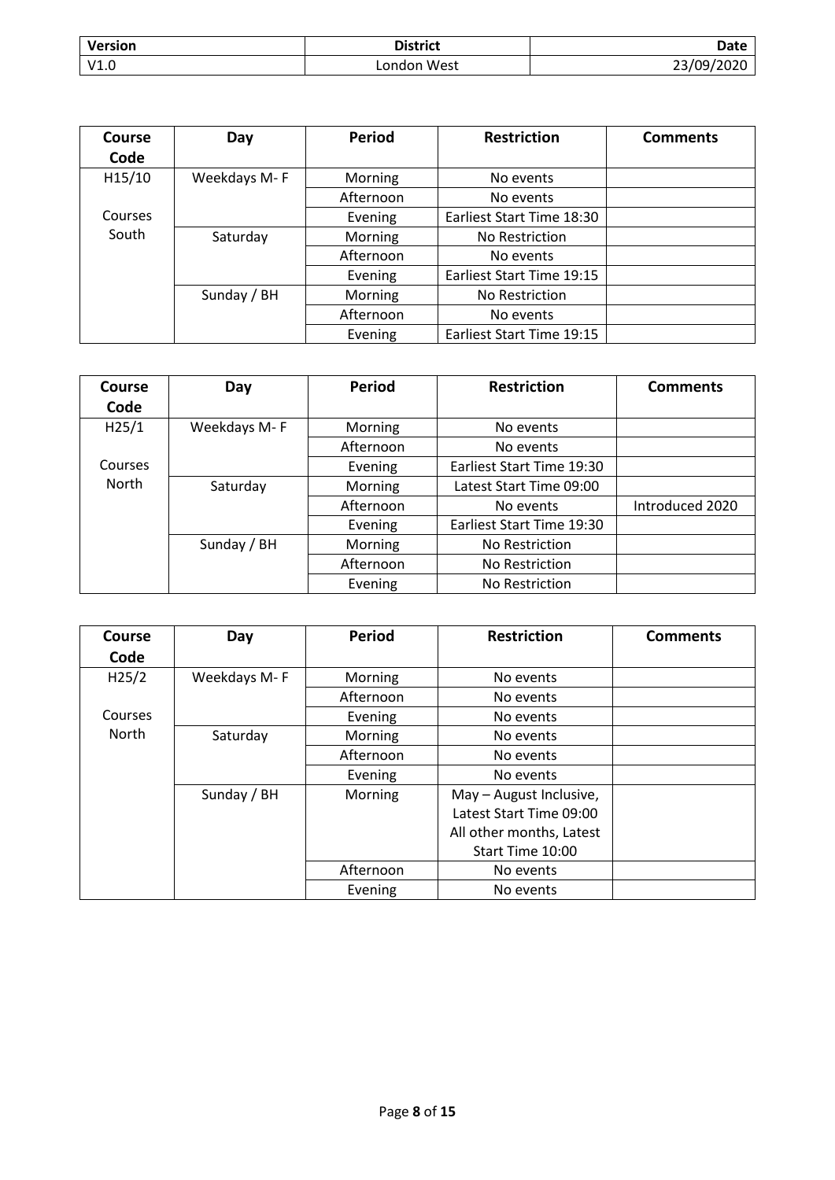| Version | District | Date |
| --- | --- | --- |
| V1.0 | London West | 23/09/2020 |

| Course Code | Day | Period | Restriction | Comments |
| --- | --- | --- | --- | --- |
| H15/10 Courses South | Weekdays M- F | Morning | No events | |
| | | Afternoon | No events | |
| | | Evening | Earliest Start Time 18:30 | |
| | Saturday | Morning | No Restriction | |
| | | Afternoon | No events | |
| | | Evening | Earliest Start Time 19:15 | |
| | Sunday / BH | Morning | No Restriction | |
| | | Afternoon | No events | |
| | | Evening | Earliest Start Time 19:15 | |

| Course Code | Day | Period | Restriction | Comments |
| --- | --- | --- | --- | --- |
| H25/1 Courses North | Weekdays M- F | Morning | No events | |
| | | Afternoon | No events | |
| | | Evening | Earliest Start Time 19:30 | |
| | Saturday | Morning | Latest Start Time 09:00 | |
| | | Afternoon | No events | Introduced 2020 |
| | | Evening | Earliest Start Time 19:30 | |
| | Sunday / BH | Morning | No Restriction | |
| | | Afternoon | No Restriction | |
| | | Evening | No Restriction | |

| Course Code | Day | Period | Restriction | Comments |
| --- | --- | --- | --- | --- |
| H25/2 Courses North | Weekdays M- F | Morning | No events | |
| | | Afternoon | No events | |
| | | Evening | No events | |
| | Saturday | Morning | No events | |
| | | Afternoon | No events | |
| | | Evening | No events | |
| | Sunday / BH | Morning | May – August Inclusive, Latest Start Time 09:00 All other months, Latest Start Time 10:00 | |
| | | Afternoon | No events | |
| | | Evening | No events | |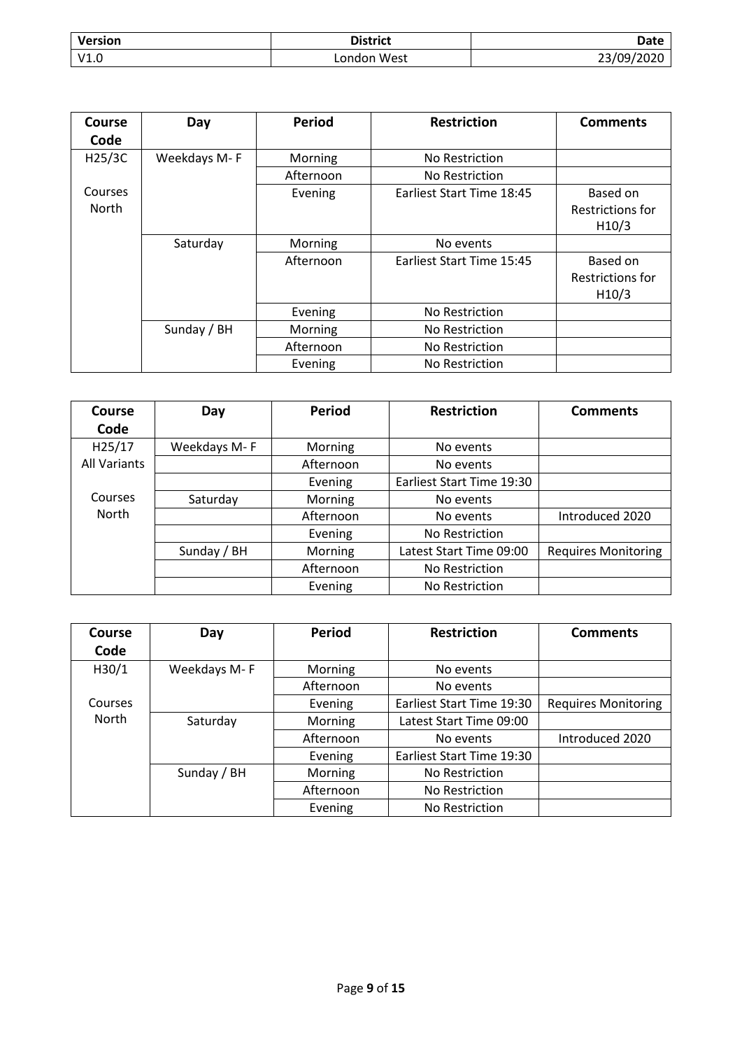| Version | District | Date |
|---|---|---|
| V1.0 | London West | 23/09/2020 |

| Course Code | Day | Period | Restriction | Comments |
|---|---|---|---|---|
| H25/3C | Weekdays M- F | Morning | No Restriction | |
| | | Afternoon | No Restriction | |
| Courses North | | Evening | Earliest Start Time 18:45 | Based on Restrictions for H10/3 |
| | Saturday | Morning | No events | |
| | | Afternoon | Earliest Start Time 15:45 | Based on Restrictions for H10/3 |
| | | Evening | No Restriction | |
| | Sunday / BH | Morning | No Restriction | |
| | | Afternoon | No Restriction | |
| | | Evening | No Restriction | |

| Course Code | Day | Period | Restriction | Comments |
|---|---|---|---|---|
| H25/17 | Weekdays M- F | Morning | No events | |
| All Variants | | Afternoon | No events | |
| | | Evening | Earliest Start Time 19:30 | |
| Courses | Saturday | Morning | No events | |
| North | | Afternoon | No events | Introduced 2020 |
| | | Evening | No Restriction | |
| | Sunday / BH | Morning | Latest Start Time 09:00 | Requires Monitoring |
| | | Afternoon | No Restriction | |
| | | Evening | No Restriction | |

| Course Code | Day | Period | Restriction | Comments |
|---|---|---|---|---|
| H30/1 | Weekdays M- F | Morning | No events | |
| | | Afternoon | No events | |
| Courses | | Evening | Earliest Start Time 19:30 | Requires Monitoring |
| North | Saturday | Morning | Latest Start Time 09:00 | |
| | | Afternoon | No events | Introduced 2020 |
| | | Evening | Earliest Start Time 19:30 | |
| | Sunday / BH | Morning | No Restriction | |
| | | Afternoon | No Restriction | |
| | | Evening | No Restriction | |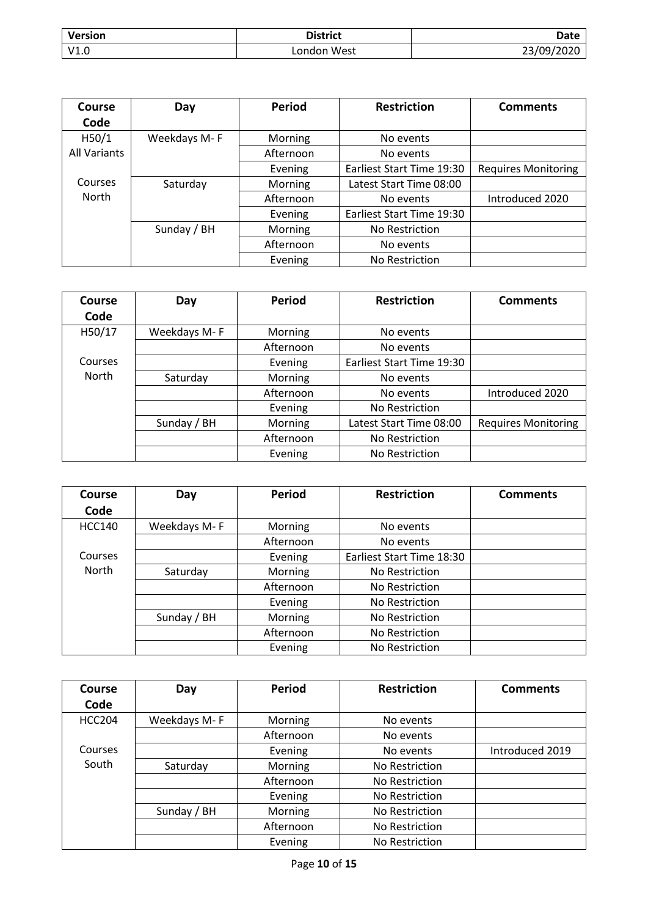| Version | District | Date |
|---|---|---|
| V1.0 | London West | 23/09/2020 |

| Course Code | Day | Period | Restriction | Comments |
|---|---|---|---|---|
| H50/1 All Variants | Weekdays M- F | Morning | No events | |
| | | Afternoon | No events | |
| Courses North | | Evening | Earliest Start Time 19:30 | Requires Monitoring |
| | Saturday | Morning | Latest Start Time 08:00 | |
| | | Afternoon | No events | Introduced 2020 |
| | | Evening | Earliest Start Time 19:30 | |
| | Sunday / BH | Morning | No Restriction | |
| | | Afternoon | No events | |
| | | Evening | No Restriction | |

| Course Code | Day | Period | Restriction | Comments |
|---|---|---|---|---|
| H50/17 | Weekdays M- F | Morning | No events | |
| | | Afternoon | No events | |
| Courses North | | Evening | Earliest Start Time 19:30 | |
| | Saturday | Morning | No events | |
| | | Afternoon | No events | Introduced 2020 |
| | | Evening | No Restriction | |
| | Sunday / BH | Morning | Latest Start Time 08:00 | Requires Monitoring |
| | | Afternoon | No Restriction | |
| | | Evening | No Restriction | |

| Course Code | Day | Period | Restriction | Comments |
|---|---|---|---|---|
| HCC140 | Weekdays M- F | Morning | No events | |
| | | Afternoon | No events | |
| Courses North | | Evening | Earliest Start Time 18:30 | |
| | Saturday | Morning | No Restriction | |
| | | Afternoon | No Restriction | |
| | | Evening | No Restriction | |
| | Sunday / BH | Morning | No Restriction | |
| | | Afternoon | No Restriction | |
| | | Evening | No Restriction | |

| Course Code | Day | Period | Restriction | Comments |
|---|---|---|---|---|
| HCC204 | Weekdays M- F | Morning | No events | |
| | | Afternoon | No events | |
| Courses South | | Evening | No events | Introduced 2019 |
| | Saturday | Morning | No Restriction | |
| | | Afternoon | No Restriction | |
| | | Evening | No Restriction | |
| | Sunday / BH | Morning | No Restriction | |
| | | Afternoon | No Restriction | |
| | | Evening | No Restriction | |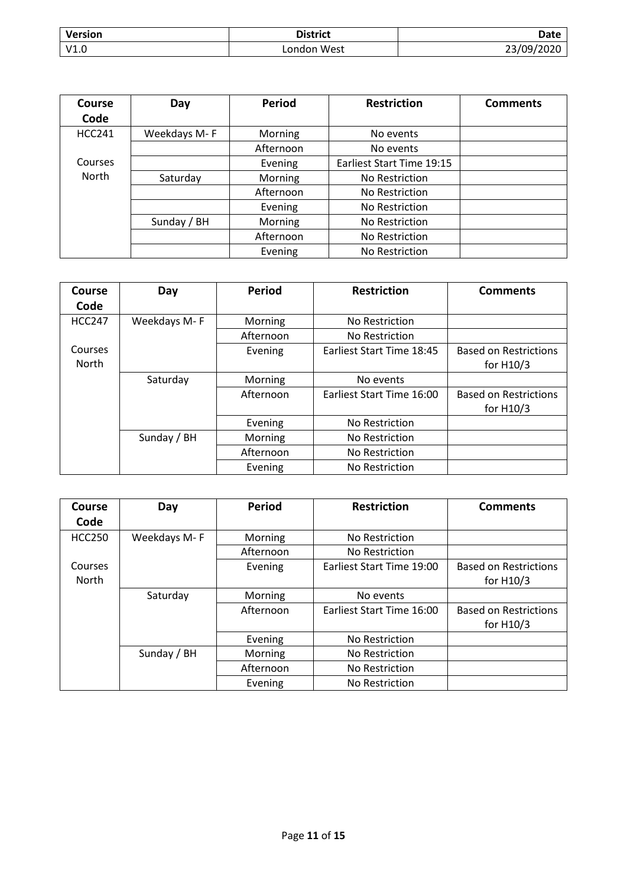| Version | District | Date |
| --- | --- | --- |
| V1.0 | London West | 23/09/2020 |

| Course Code | Day | Period | Restriction | Comments |
| --- | --- | --- | --- | --- |
| HCC241 | Weekdays M- F | Morning | No events | |
| | | Afternoon | No events | |
| Courses North | | Evening | Earliest Start Time 19:15 | |
| | Saturday | Morning | No Restriction | |
| | | Afternoon | No Restriction | |
| | | Evening | No Restriction | |
| | Sunday / BH | Morning | No Restriction | |
| | | Afternoon | No Restriction | |
| | | Evening | No Restriction | |

| Course Code | Day | Period | Restriction | Comments |
| --- | --- | --- | --- | --- |
| HCC247 | Weekdays M- F | Morning | No Restriction | |
| | | Afternoon | No Restriction | |
| Courses North | | Evening | Earliest Start Time 18:45 | Based on Restrictions for H10/3 |
| | Saturday | Morning | No events | |
| | | Afternoon | Earliest Start Time 16:00 | Based on Restrictions for H10/3 |
| | | Evening | No Restriction | |
| | Sunday / BH | Morning | No Restriction | |
| | | Afternoon | No Restriction | |
| | | Evening | No Restriction | |

| Course Code | Day | Period | Restriction | Comments |
| --- | --- | --- | --- | --- |
| HCC250 | Weekdays M- F | Morning | No Restriction | |
| | | Afternoon | No Restriction | |
| Courses North | | Evening | Earliest Start Time 19:00 | Based on Restrictions for H10/3 |
| | Saturday | Morning | No events | |
| | | Afternoon | Earliest Start Time 16:00 | Based on Restrictions for H10/3 |
| | | Evening | No Restriction | |
| | Sunday / BH | Morning | No Restriction | |
| | | Afternoon | No Restriction | |
| | | Evening | No Restriction | |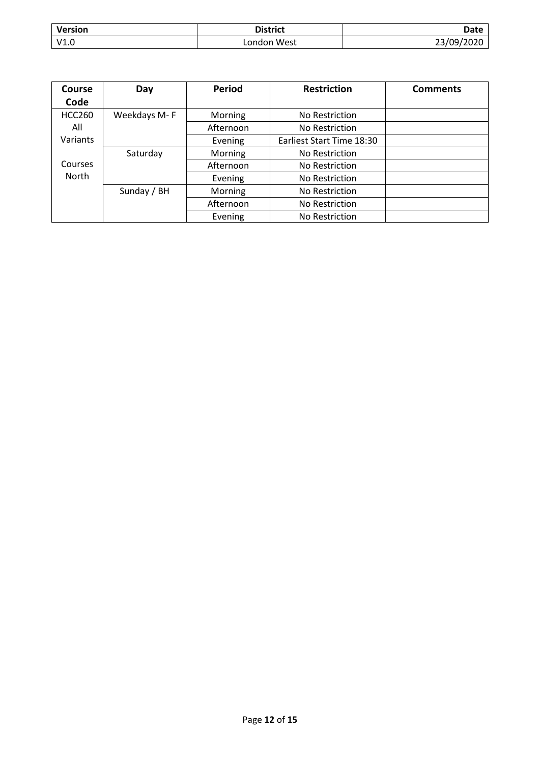| Version | District | Date |
| --- | --- | --- |
| V1.0 | London West | 23/09/2020 |

| Course Code | Day | Period | Restriction | Comments |
| --- | --- | --- | --- | --- |
| HCC260 All Variants Courses North | Weekdays M- F | Morning | No Restriction | |
| | | Afternoon | No Restriction | |
| | | Evening | Earliest Start Time 18:30 | |
| | Saturday | Morning | No Restriction | |
| | | Afternoon | No Restriction | |
| | | Evening | No Restriction | |
| | Sunday / BH | Morning | No Restriction | |
| | | Afternoon | No Restriction | |
| | | Evening | No Restriction | |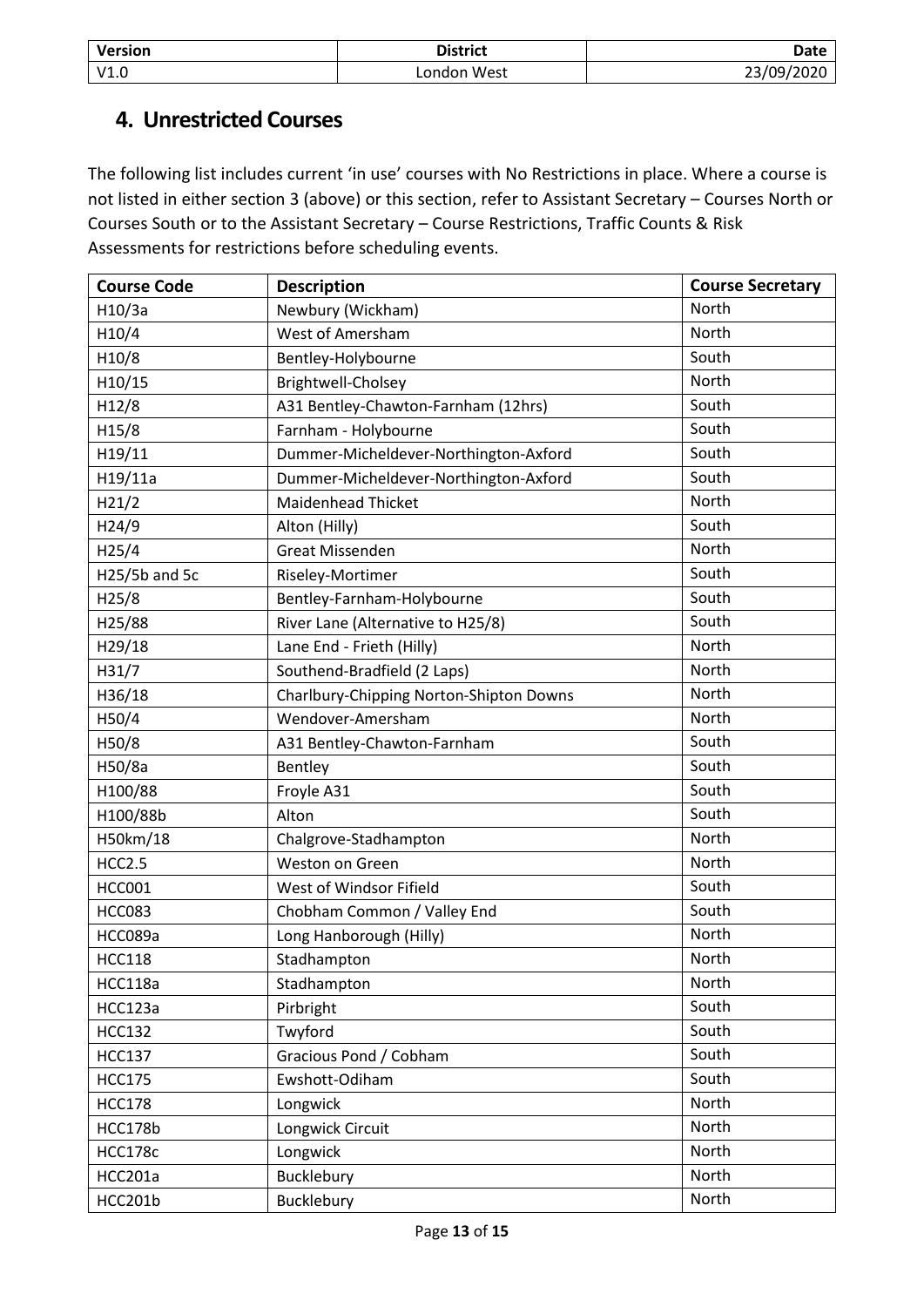## 4. Unrestricted Courses

The following list includes current 'in use' courses with No Restrictions in place. Where a course is not listed in either section 3 (above) or this section, refer to Assistant Secretary – Courses North or Courses South or to the Assistant Secretary – Course Restrictions, Traffic Counts & Risk Assessments for restrictions before scheduling events.

| Course Code | Description | Course Secretary |
|---|---|---|
| H10/3a | Newbury (Wickham) | North |
| H10/4 | West of Amersham | North |
| H10/8 | Bentley-Holybourne | South |
| H10/15 | Brightwell-Cholsey | North |
| H12/8 | A31 Bentley-Chawton-Farnham (12hrs) | South |
| H15/8 | Farnham - Holybourne | South |
| H19/11 | Dummer-Micheldever-Northington-Axford | South |
| H19/11a | Dummer-Micheldever-Northington-Axford | South |
| H21/2 | Maidenhead Thicket | North |
| H24/9 | Alton (Hilly) | South |
| H25/4 | Great Missenden | North |
| H25/5b and 5c | Riseley-Mortimer | South |
| H25/8 | Bentley-Farnham-Holybourne | South |
| H25/88 | River Lane (Alternative to H25/8) | South |
| H29/18 | Lane End - Frieth (Hilly) | North |
| H31/7 | Southend-Bradfield (2 Laps) | North |
| H36/18 | Charlbury-Chipping Norton-Shipton Downs | North |
| H50/4 | Wendover-Amersham | North |
| H50/8 | A31 Bentley-Chawton-Farnham | South |
| H50/8a | Bentley | South |
| H100/88 | Froyle A31 | South |
| H100/88b | Alton | South |
| H50km/18 | Chalgrove-Stadhampton | North |
| HCC2.5 | Weston on Green | North |
| HCC001 | West of Windsor Fifield | South |
| HCC083 | Chobham Common / Valley End | South |
| HCC089a | Long Hanborough (Hilly) | North |
| HCC118 | Stadhampton | North |
| HCC118a | Stadhampton | North |
| HCC123a | Pirbright | South |
| HCC132 | Twyford | South |
| HCC137 | Gracious Pond / Cobham | South |
| HCC175 | Ewshott-Odiham | South |
| HCC178 | Longwick | North |
| HCC178b | Longwick Circuit | North |
| HCC178c | Longwick | North |
| HCC201a | Bucklebury | North |
| HCC201b | Bucklebury | North |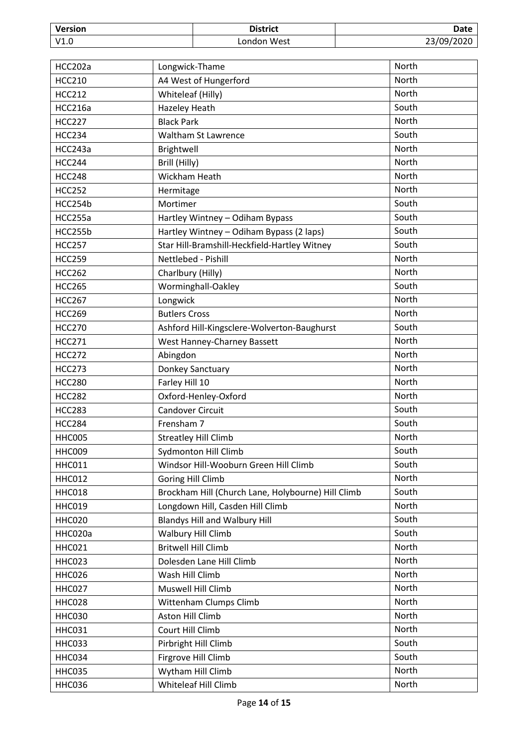| Version | District | Date |
|---|---|---|
| V1.0 | London West | 23/09/2020 |

| | | |
|---|---|---|
| HCC202a | Longwick-Thame | North |
| HCC210 | A4 West of Hungerford | North |
| HCC212 | Whiteleaf (Hilly) | North |
| HCC216a | Hazeley Heath | South |
| HCC227 | Black Park | North |
| HCC234 | Waltham St Lawrence | South |
| HCC243a | Brightwell | North |
| HCC244 | Brill (Hilly) | North |
| HCC248 | Wickham Heath | North |
| HCC252 | Hermitage | North |
| HCC254b | Mortimer | South |
| HCC255a | Hartley Wintney – Odiham Bypass | South |
| HCC255b | Hartley Wintney – Odiham Bypass (2 laps) | South |
| HCC257 | Star Hill-Bramshill-Heckfield-Hartley Witney | South |
| HCC259 | Nettlebed - Pishill | North |
| HCC262 | Charlbury (Hilly) | North |
| HCC265 | Worminghall-Oakley | South |
| HCC267 | Longwick | North |
| HCC269 | Butlers Cross | North |
| HCC270 | Ashford Hill-Kingsclere-Wolverton-Baughurst | South |
| HCC271 | West Hanney-Charney Bassett | North |
| HCC272 | Abingdon | North |
| HCC273 | Donkey Sanctuary | North |
| HCC280 | Farley Hill 10 | North |
| HCC282 | Oxford-Henley-Oxford | North |
| HCC283 | Candover Circuit | South |
| HCC284 | Frensham 7 | South |
| HHC005 | Streatley Hill Climb | North |
| HHC009 | Sydmonton Hill Climb | South |
| HHC011 | Windsor Hill-Wooburn Green Hill Climb | South |
| HHC012 | Goring Hill Climb | North |
| HHC018 | Brockham Hill (Church Lane, Holybourne) Hill Climb | South |
| HHC019 | Longdown Hill, Casden Hill Climb | North |
| HHC020 | Blandys Hill and Walbury Hill | South |
| HHC020a | Walbury Hill Climb | South |
| HHC021 | Britwell Hill Climb | North |
| HHC023 | Dolesden Lane Hill Climb | North |
| HHC026 | Wash Hill Climb | North |
| HHC027 | Muswell Hill Climb | North |
| HHC028 | Wittenham Clumps Climb | North |
| HHC030 | Aston Hill Climb | North |
| HHC031 | Court Hill Climb | North |
| HHC033 | Pirbright Hill Climb | South |
| HHC034 | Firgrove Hill Climb | South |
| HHC035 | Wytham Hill Climb | North |
| HHC036 | Whiteleaf Hill Climb | North |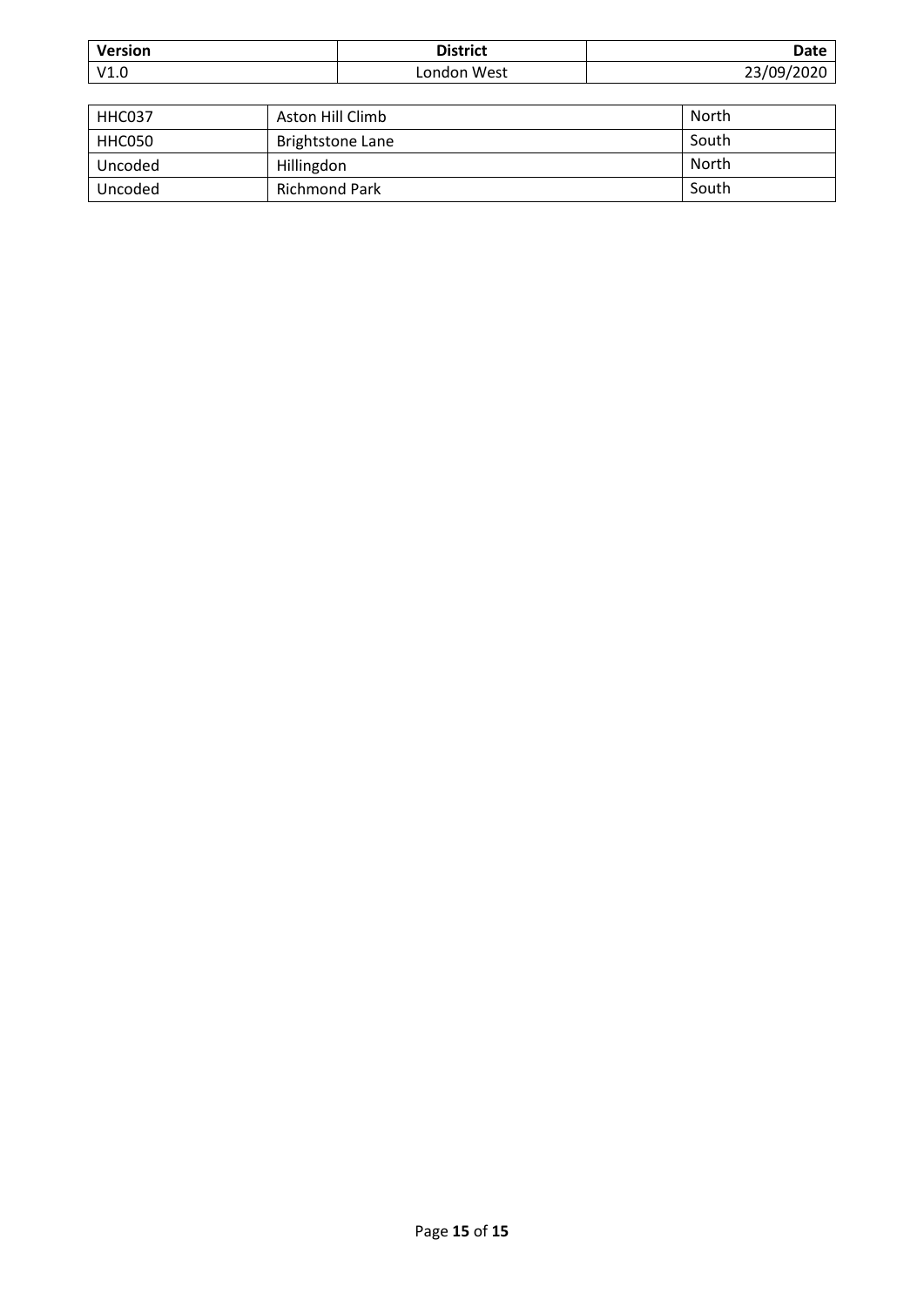| | | |
|---|---|---|
| HHC037 | Aston Hill Climb | North |
| HHC050 | Brightstone Lane | South |
| Uncoded | Hillingdon | North |
| Uncoded | Richmond Park | South |